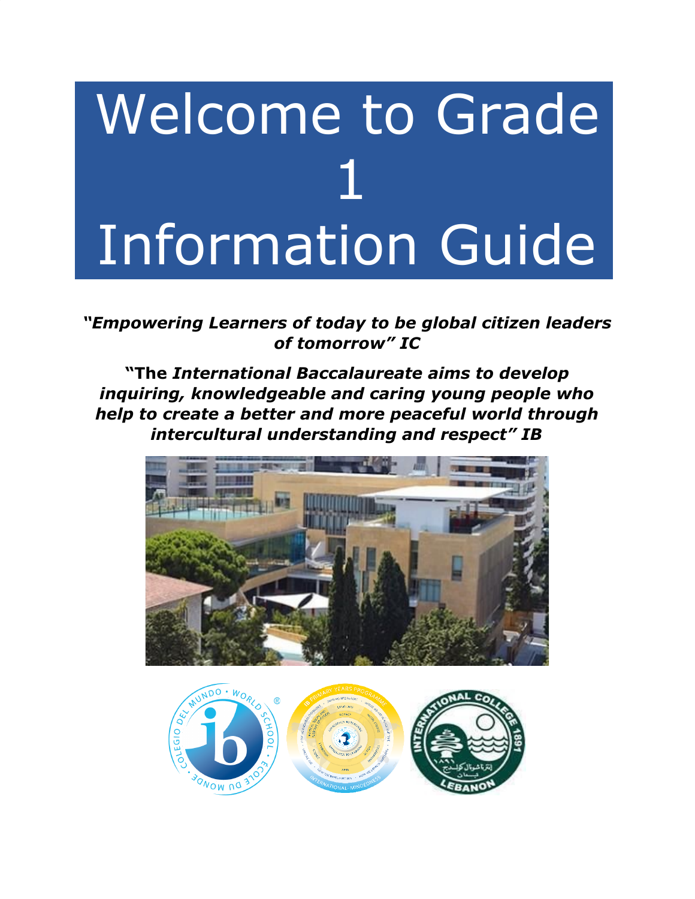# Welcome to Grade 1 Information Guide

***"Empowering Learners of today to be global citizen leaders of tomorrow" IC***

**"The *International Baccalaureate aims to develop inquiring, knowledgeable and caring young people who help to create a better and more peaceful world through intercultural understanding and respect" IB***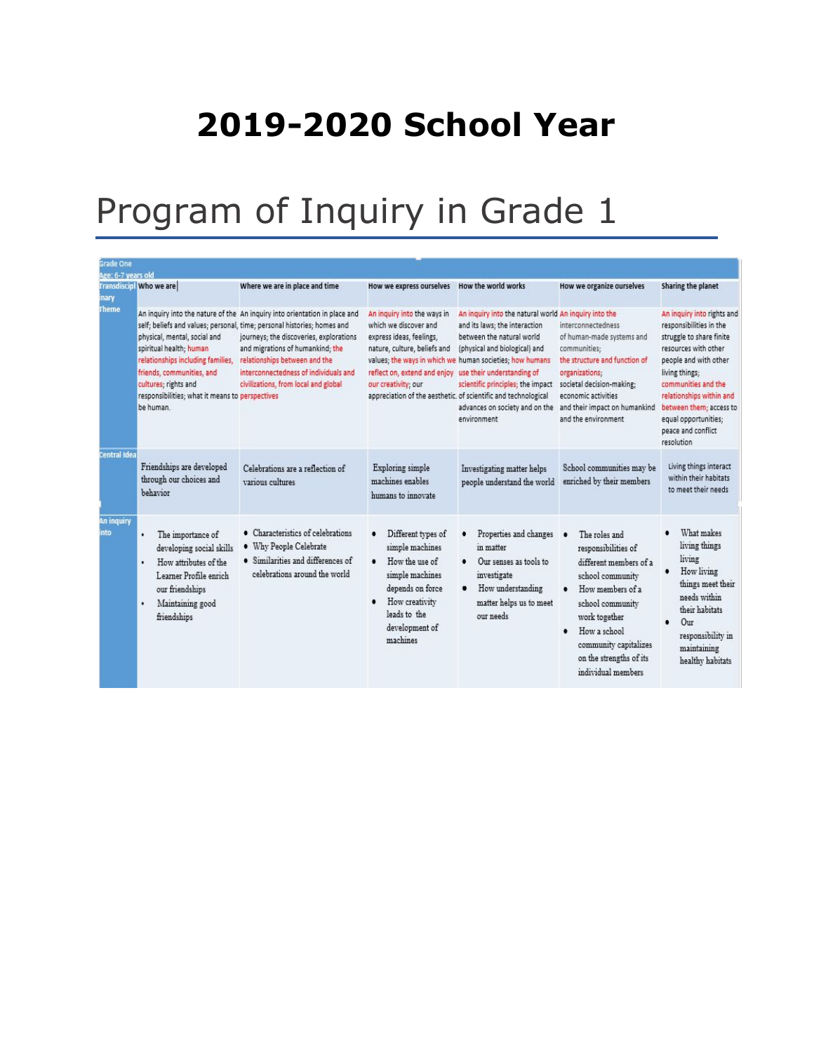# 2019-2020 School Year

# Program of Inquiry in Grade 1

| Grade One<br>Age: 6-7 years old | | | | | | |
|---|---|---|---|---|---|---|
| Transdisciplinary Theme | Who we are | Where we are in place and time | How we express ourselves | How the world works | How we organize ourselves | Sharing the planet |
| | An inquiry into the nature of the self; beliefs and values; personal, physical, mental, social and spiritual health; human relationships including families, friends, communities, and cultures; rights and responsibilities; what it means to be human. | An inquiry into orientation in place and time; personal histories; homes and journeys; the discoveries, explorations and migrations of humankind; the relationships between and the interconnectedness of individuals and civilizations, from local and global perspectives | An inquiry into the ways in which we discover and express ideas, feelings, nature, culture, beliefs and values; the ways in which we reflect on, extend and enjoy our creativity; our appreciation of the aesthetic. | An inquiry into the natural world and its laws; the interaction between the natural world (physical and biological) and human societies; how humans use their understanding of scientific principles; the impact of scientific and technological advances on society and on the environment | An inquiry into the interconnectedness of human-made systems and communities; the structure and function of organizations; societal decision-making; economic activities and their impact on humankind and the environment | An inquiry into rights and responsibilities in the struggle to share finite resources with other people and with other living things; communities and the relationships within and between them; access to equal opportunities; peace and conflict resolution |
| Central Idea | Friendships are developed through our choices and behavior | Celebrations are a reflection of various cultures | Exploring simple machines enables humans to innovate | Investigating matter helps people understand the world | School communities may be enriched by their members | Living things interact within their habitats to meet their needs |
| An inquiry into | • The importance of developing social skills<br>• How attributes of the Learner Profile enrich our friendships<br>• Maintaining good friendships | • Characteristics of celebrations<br>• Why People Celebrate<br>• Similarities and differences of celebrations around the world | • Different types of simple machines<br>• How the use of simple machines depends on force<br>• How creativity leads to the development of machines | • Properties and changes in matter<br>• Our senses as tools to investigate<br>• How understanding matter helps us to meet our needs | • The roles and responsibilities of different members of a school community<br>• How members of a school community work together<br>• How a school community capitalizes on the strengths of its individual members | • What makes living things living<br>• How living things meet their needs within their habitats<br>• Our responsibility in maintaining healthy habitats |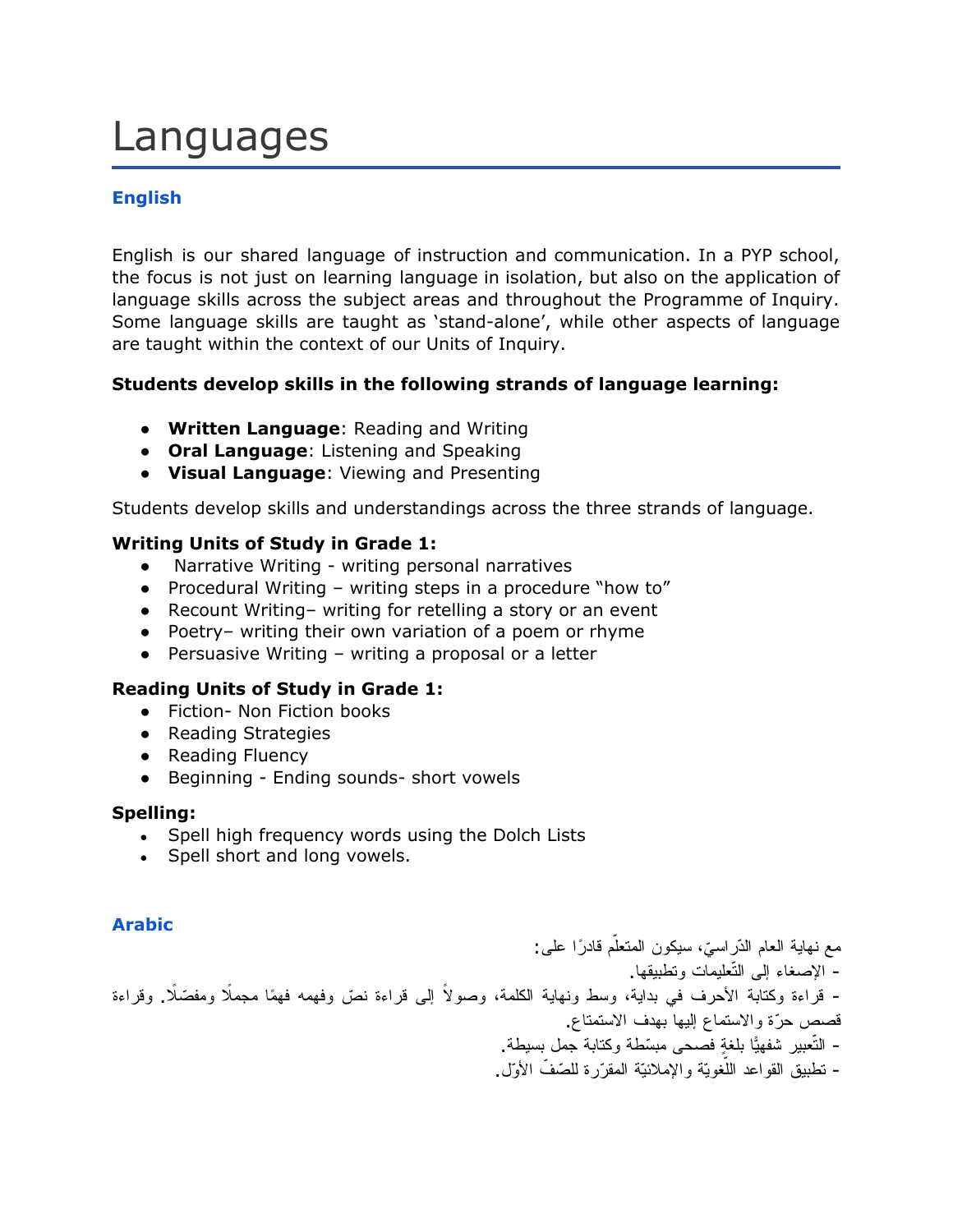# Languages

## English

English is our shared language of instruction and communication. In a PYP school, the focus is not just on learning language in isolation, but also on the application of language skills across the subject areas and throughout the Programme of Inquiry. Some language skills are taught as 'stand-alone', while other aspects of language are taught within the context of our Units of Inquiry.

**Students develop skills in the following strands of language learning:**

- **Written Language**: Reading and Writing
- **Oral Language**: Listening and Speaking
- **Visual Language**: Viewing and Presenting

Students develop skills and understandings across the three strands of language.

**Writing Units of Study in Grade 1:**

- Narrative Writing - writing personal narratives
- Procedural Writing – writing steps in a procedure "how to"
- Recount Writing– writing for retelling a story or an event
- Poetry– writing their own variation of a poem or rhyme
- Persuasive Writing – writing a proposal or a letter

**Reading Units of Study in Grade 1:**

- Fiction- Non Fiction books
- Reading Strategies
- Reading Fluency
- Beginning - Ending sounds- short vowels

**Spelling:**

- Spell high frequency words using the Dolch Lists
- Spell short and long vowels.

## Arabic

مع نهاية العام الدّراسيّ، سيكون المتعلّم قادرًا على:

- الإصغاء إلى التّعليمات وتطبيقها.
- قراءة وكتابة الأحرف في بداية، وسط ونهاية الكلمة، وصولاً إلى قراءة نصّ وفهمه فهمًا مجملًا ومفصّلًا. وقراءة قصص حرّة والاستماع إليها بهدف الاستمتاع.
- التّعبير شفهيًّا بلغةٍ فصحى مبسّطة وكتابة جمل بسيطة.
- تطبيق القواعد اللّغويّة والإملائيّة المقرّرة للصّفّ الأوّل.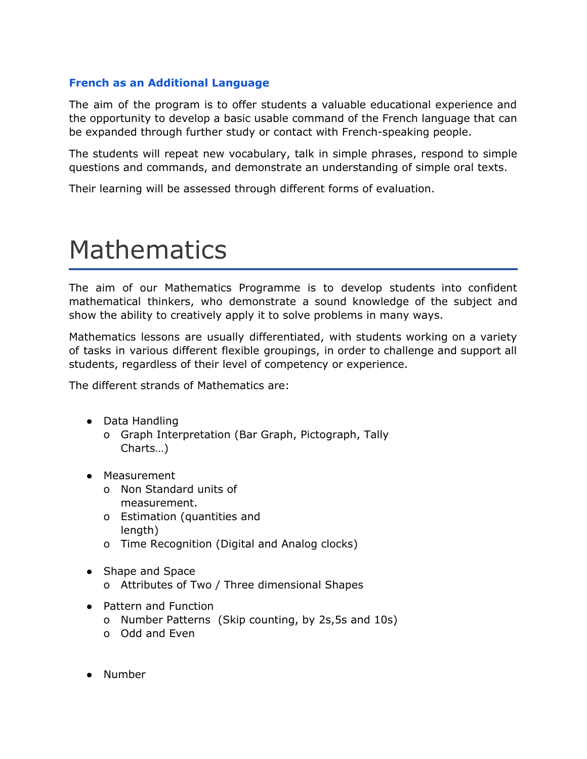### French as an Additional Language

The aim of the program is to offer students a valuable educational experience and the opportunity to develop a basic usable command of the French language that can be expanded through further study or contact with French-speaking people.

The students will repeat new vocabulary, talk in simple phrases, respond to simple questions and commands, and demonstrate an understanding of simple oral texts.

Their learning will be assessed through different forms of evaluation.

# Mathematics

The aim of our Mathematics Programme is to develop students into confident mathematical thinkers, who demonstrate a sound knowledge of the subject and show the ability to creatively apply it to solve problems in many ways.

Mathematics lessons are usually differentiated, with students working on a variety of tasks in various different flexible groupings, in order to challenge and support all students, regardless of their level of competency or experience.

The different strands of Mathematics are:

- Data Handling
  - Graph Interpretation (Bar Graph, Pictograph, Tally Charts…)
- Measurement
  - Non Standard units of measurement.
  - Estimation (quantities and length)
  - Time Recognition (Digital and Analog clocks)
- Shape and Space
  - Attributes of Two / Three dimensional Shapes
- Pattern and Function
  - Number Patterns (Skip counting, by 2s,5s and 10s)
  - Odd and Even
- Number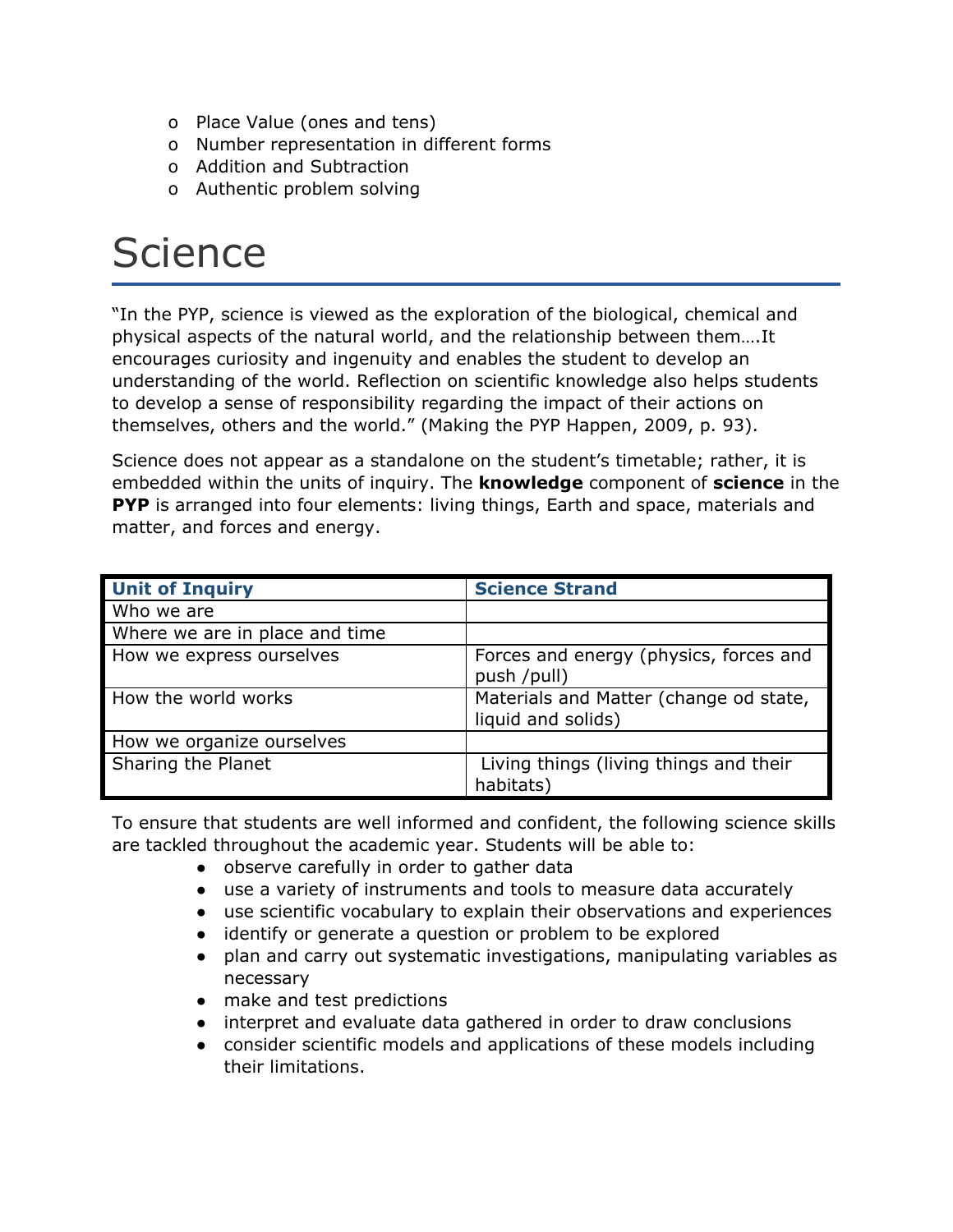- Place Value (ones and tens)
- Number representation in different forms
- Addition and Subtraction
- Authentic problem solving

# Science

"In the PYP, science is viewed as the exploration of the biological, chemical and physical aspects of the natural world, and the relationship between them….It encourages curiosity and ingenuity and enables the student to develop an understanding of the world. Reflection on scientific knowledge also helps students to develop a sense of responsibility regarding the impact of their actions on themselves, others and the world." (Making the PYP Happen, 2009, p. 93).

Science does not appear as a standalone on the student's timetable; rather, it is embedded within the units of inquiry. The **knowledge** component of **science** in the **PYP** is arranged into four elements: living things, Earth and space, materials and matter, and forces and energy.

| Unit of Inquiry | Science Strand |
|---|---|
| Who we are | |
| Where we are in place and time | |
| How we express ourselves | Forces and energy (physics, forces and push /pull) |
| How the world works | Materials and Matter (change od state, liquid and solids) |
| How we organize ourselves | |
| Sharing the Planet | Living things (living things and their habitats) |

To ensure that students are well informed and confident, the following science skills are tackled throughout the academic year. Students will be able to:

- observe carefully in order to gather data
- use a variety of instruments and tools to measure data accurately
- use scientific vocabulary to explain their observations and experiences
- identify or generate a question or problem to be explored
- plan and carry out systematic investigations, manipulating variables as necessary
- make and test predictions
- interpret and evaluate data gathered in order to draw conclusions
- consider scientific models and applications of these models including their limitations.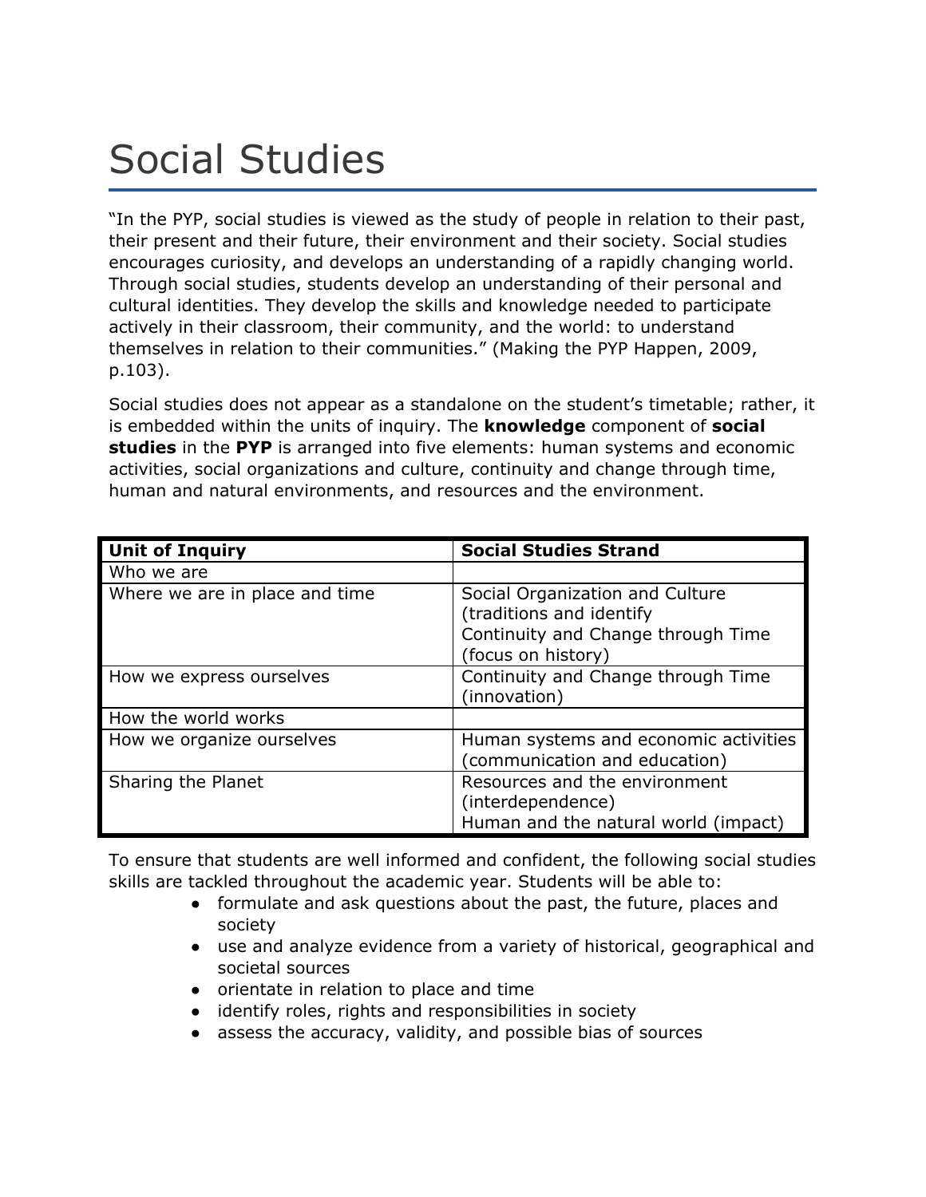# Social Studies

"In the PYP, social studies is viewed as the study of people in relation to their past, their present and their future, their environment and their society. Social studies encourages curiosity, and develops an understanding of a rapidly changing world. Through social studies, students develop an understanding of their personal and cultural identities. They develop the skills and knowledge needed to participate actively in their classroom, their community, and the world: to understand themselves in relation to their communities." (Making the PYP Happen, 2009, p.103).

Social studies does not appear as a standalone on the student's timetable; rather, it is embedded within the units of inquiry. The **knowledge** component of **social studies** in the **PYP** is arranged into five elements: human systems and economic activities, social organizations and culture, continuity and change through time, human and natural environments, and resources and the environment.

| **Unit of Inquiry** | **Social Studies Strand** |
| --- | --- |
| Who we are | |
| Where we are in place and time | Social Organization and Culture (traditions and identify<br>Continuity and Change through Time (focus on history) |
| How we express ourselves | Continuity and Change through Time (innovation) |
| How the world works | |
| How we organize ourselves | Human systems and economic activities (communication and education) |
| Sharing the Planet | Resources and the environment (interdependence)<br>Human and the natural world (impact) |

To ensure that students are well informed and confident, the following social studies skills are tackled throughout the academic year. Students will be able to:

- formulate and ask questions about the past, the future, places and society
- use and analyze evidence from a variety of historical, geographical and societal sources
- orientate in relation to place and time
- identify roles, rights and responsibilities in society
- assess the accuracy, validity, and possible bias of sources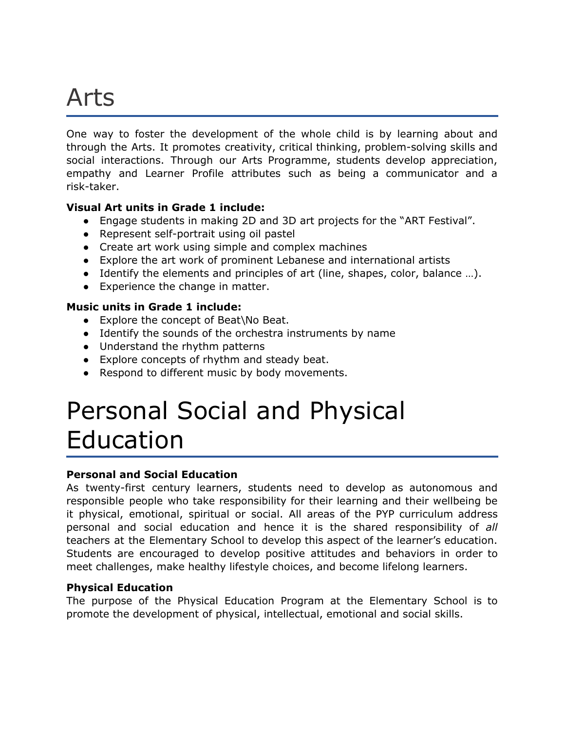# Arts

One way to foster the development of the whole child is by learning about and through the Arts. It promotes creativity, critical thinking, problem-solving skills and social interactions. Through our Arts Programme, students develop appreciation, empathy and Learner Profile attributes such as being a communicator and a risk-taker.

**Visual Art units in Grade 1 include:**

- Engage students in making 2D and 3D art projects for the "ART Festival".
- Represent self-portrait using oil pastel
- Create art work using simple and complex machines
- Explore the art work of prominent Lebanese and international artists
- Identify the elements and principles of art (line, shapes, color, balance …).
- Experience the change in matter.

**Music units in Grade 1 include:**

- Explore the concept of Beat\No Beat.
- Identify the sounds of the orchestra instruments by name
- Understand the rhythm patterns
- Explore concepts of rhythm and steady beat.
- Respond to different music by body movements.

# Personal Social and Physical Education

**Personal and Social Education**

As twenty-first century learners, students need to develop as autonomous and responsible people who take responsibility for their learning and their wellbeing be it physical, emotional, spiritual or social. All areas of the PYP curriculum address personal and social education and hence it is the shared responsibility of *all* teachers at the Elementary School to develop this aspect of the learner's education. Students are encouraged to develop positive attitudes and behaviors in order to meet challenges, make healthy lifestyle choices, and become lifelong learners.

**Physical Education**

The purpose of the Physical Education Program at the Elementary School is to promote the development of physical, intellectual, emotional and social skills.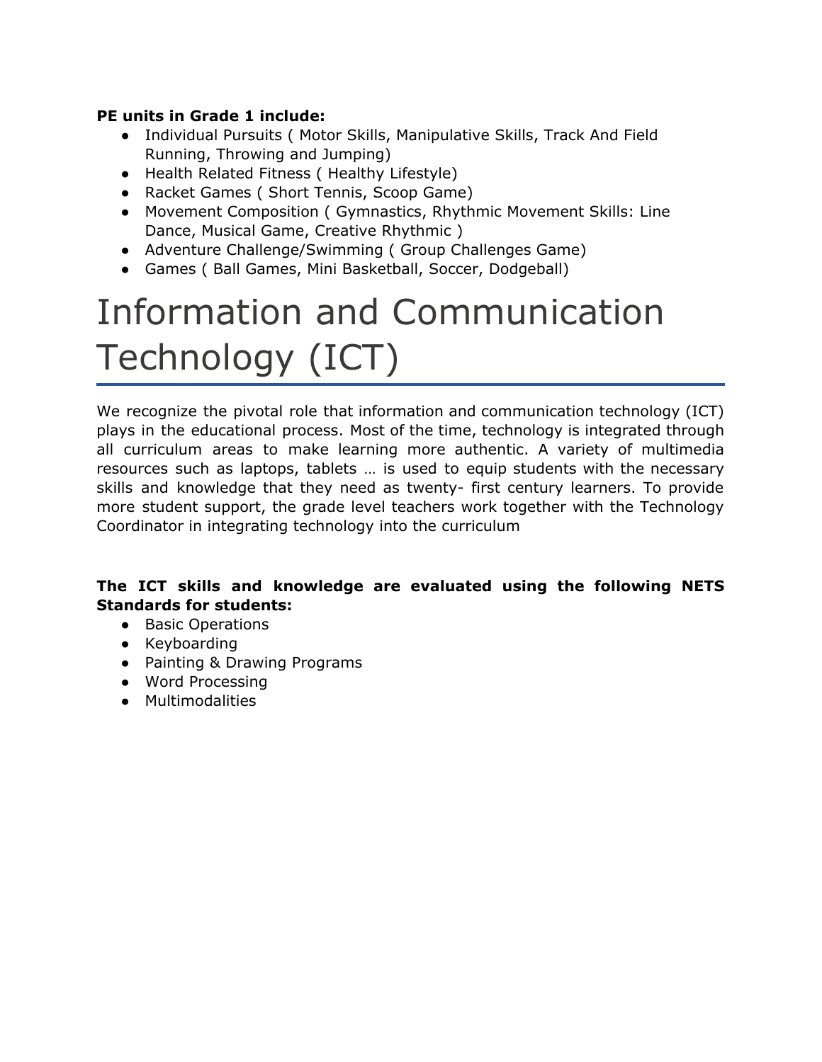**PE units in Grade 1 include:**

- Individual Pursuits ( Motor Skills, Manipulative Skills, Track And Field Running, Throwing and Jumping)
- Health Related Fitness ( Healthy Lifestyle)
- Racket Games ( Short Tennis, Scoop Game)
- Movement Composition ( Gymnastics, Rhythmic Movement Skills: Line Dance, Musical Game, Creative Rhythmic )
- Adventure Challenge/Swimming ( Group Challenges Game)
- Games ( Ball Games, Mini Basketball, Soccer, Dodgeball)

# Information and Communication Technology (ICT)

We recognize the pivotal role that information and communication technology (ICT) plays in the educational process. Most of the time, technology is integrated through all curriculum areas to make learning more authentic. A variety of multimedia resources such as laptops, tablets … is used to equip students with the necessary skills and knowledge that they need as twenty- first century learners. To provide more student support, the grade level teachers work together with the Technology Coordinator in integrating technology into the curriculum

**The ICT skills and knowledge are evaluated using the following NETS Standards for students:**

- Basic Operations
- Keyboarding
- Painting & Drawing Programs
- Word Processing
- Multimodalities